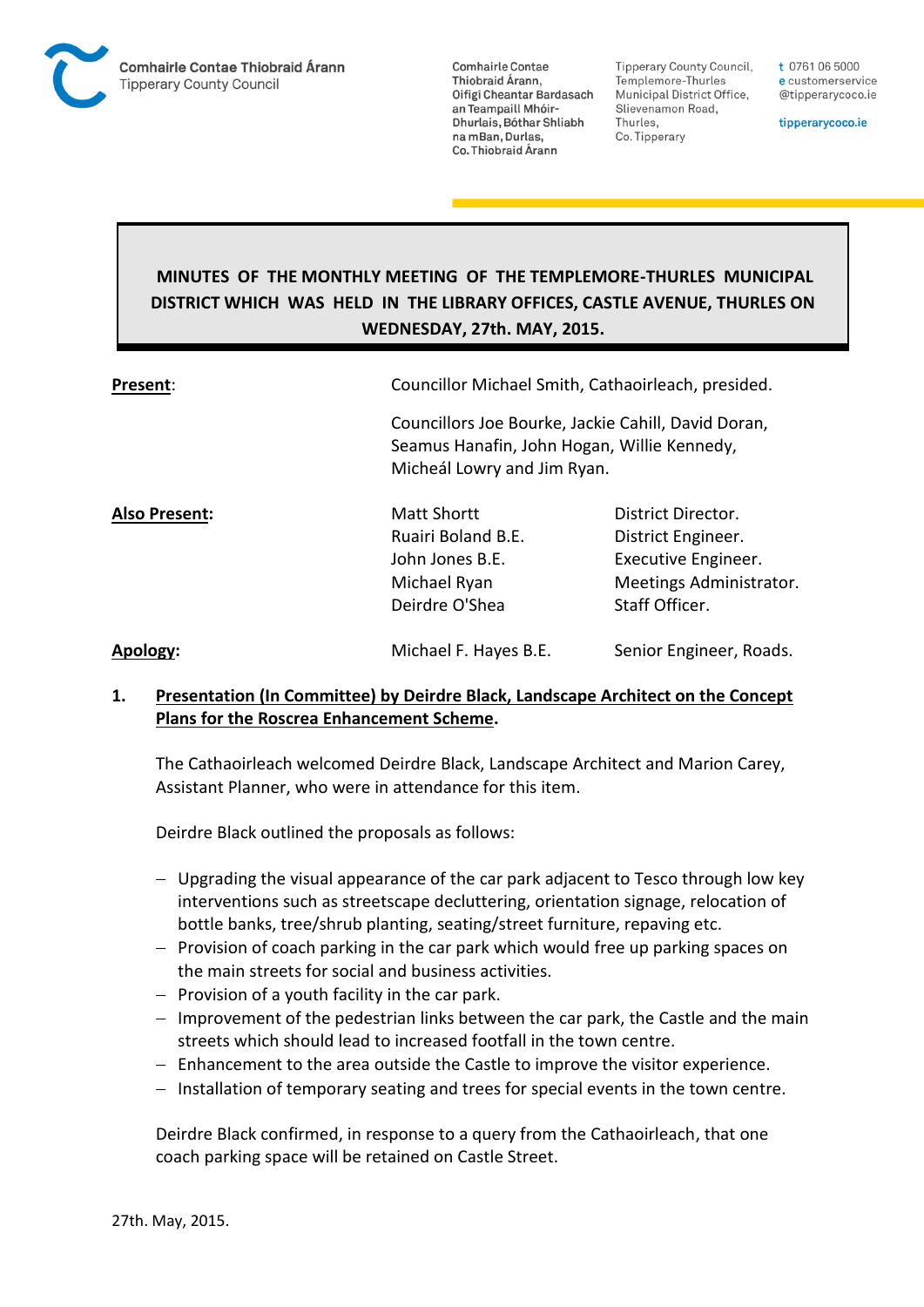Comhairle Contae Thiobraid Árann
Tipperary County Council

Comhairle Contae Thiobraid Árann, Oifigí Cheantar Bardasach an Teampaill Mhóir-Dhurlais, Bóthar Shliabh na mBan, Durlas, Co. Thiobraid Árann

Tipperary County Council, Templemore-Thurles Municipal District Office, Slievenamon Road, Thurles, Co. Tipperary

t 0761 06 5000
e customerservice@tipperarycoco.ie

tipperarycoco.ie

# MINUTES OF THE MONTHLY MEETING OF THE TEMPLEMORE-THURLES MUNICIPAL DISTRICT WHICH WAS HELD IN THE LIBRARY OFFICES, CASTLE AVENUE, THURLES ON WEDNESDAY, 27th. MAY, 2015.

| | | |
|---|---|---|
| **Present**: | Councillor Michael Smith, Cathaoirleach, presided. | |
| | Councillors Joe Bourke, Jackie Cahill, David Doran, Seamus Hanafin, John Hogan, Willie Kennedy, Micheál Lowry and Jim Ryan. | |
| **Also Present:** | Matt Shortt | District Director. |
| | Ruairi Boland B.E. | District Engineer. |
| | John Jones B.E. | Executive Engineer. |
| | Michael Ryan | Meetings Administrator. |
| | Deirdre O'Shea | Staff Officer. |
| **Apology**: | Michael F. Hayes B.E. | Senior Engineer, Roads. |

**1. Presentation (In Committee) by Deirdre Black, Landscape Architect on the Concept Plans for the Roscrea Enhancement Scheme.**

The Cathaoirleach welcomed Deirdre Black, Landscape Architect and Marion Carey, Assistant Planner, who were in attendance for this item.

Deirdre Black outlined the proposals as follows:

- Upgrading the visual appearance of the car park adjacent to Tesco through low key interventions such as streetscape decluttering, orientation signage, relocation of bottle banks, tree/shrub planting, seating/street furniture, repaving etc.
- Provision of coach parking in the car park which would free up parking spaces on the main streets for social and business activities.
- Provision of a youth facility in the car park.
- Improvement of the pedestrian links between the car park, the Castle and the main streets which should lead to increased footfall in the town centre.
- Enhancement to the area outside the Castle to improve the visitor experience.
- Installation of temporary seating and trees for special events in the town centre.

Deirdre Black confirmed, in response to a query from the Cathaoirleach, that one coach parking space will be retained on Castle Street.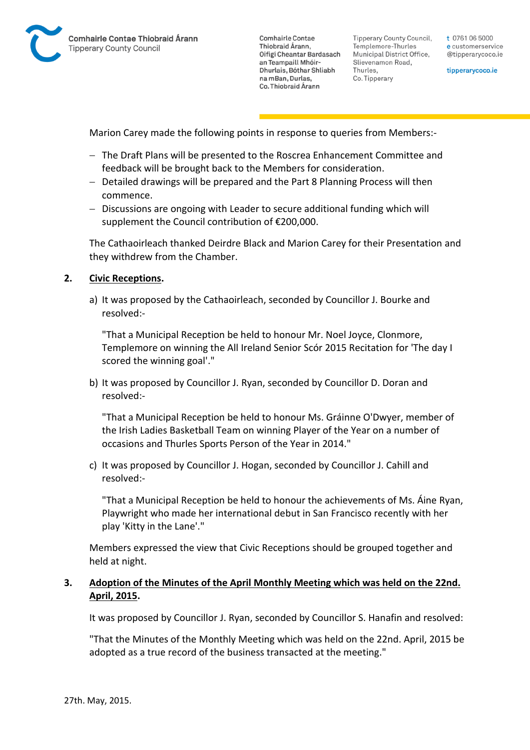Marion Carey made the following points in response to queries from Members:-

- The Draft Plans will be presented to the Roscrea Enhancement Committee and feedback will be brought back to the Members for consideration.
- Detailed drawings will be prepared and the Part 8 Planning Process will then commence.
- Discussions are ongoing with Leader to secure additional funding which will supplement the Council contribution of €200,000.

The Cathaoirleach thanked Deirdre Black and Marion Carey for their Presentation and they withdrew from the Chamber.

**2. Civic Receptions.**

a) It was proposed by the Cathaoirleach, seconded by Councillor J. Bourke and resolved:-

"That a Municipal Reception be held to honour Mr. Noel Joyce, Clonmore, Templemore on winning the All Ireland Senior Scór 2015 Recitation for 'The day I scored the winning goal'."

b) It was proposed by Councillor J. Ryan, seconded by Councillor D. Doran and resolved:-

"That a Municipal Reception be held to honour Ms. Gráinne O'Dwyer, member of the Irish Ladies Basketball Team on winning Player of the Year on a number of occasions and Thurles Sports Person of the Year in 2014."

c) It was proposed by Councillor J. Hogan, seconded by Councillor J. Cahill and resolved:-

"That a Municipal Reception be held to honour the achievements of Ms. Áine Ryan, Playwright who made her international debut in San Francisco recently with her play 'Kitty in the Lane'."

Members expressed the view that Civic Receptions should be grouped together and held at night.

**3. Adoption of the Minutes of the April Monthly Meeting which was held on the 22nd. April, 2015.**

It was proposed by Councillor J. Ryan, seconded by Councillor S. Hanafin and resolved:

"That the Minutes of the Monthly Meeting which was held on the 22nd. April, 2015 be adopted as a true record of the business transacted at the meeting."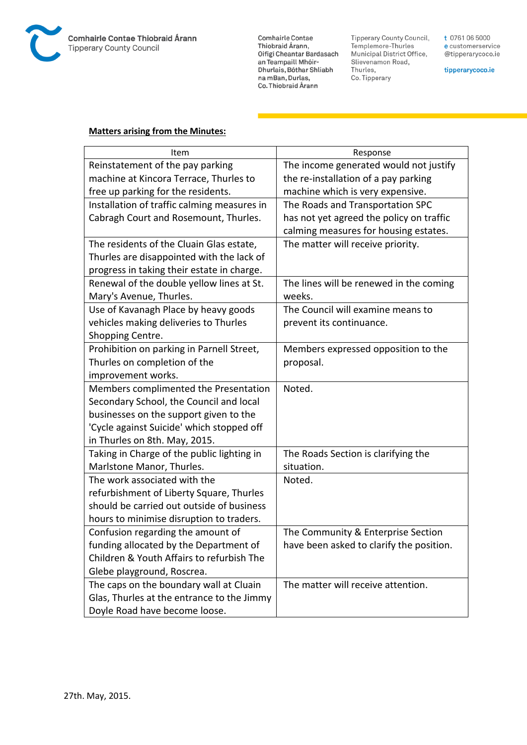**Matters arising from the Minutes:**

| Item | Response |
|---|---|
| Reinstatement of the pay parking machine at Kincora Terrace, Thurles to free up parking for the residents. | The income generated would not justify the re-installation of a pay parking machine which is very expensive. |
| Installation of traffic calming measures in Cabragh Court and Rosemount, Thurles. | The Roads and Transportation SPC has not yet agreed the policy on traffic calming measures for housing estates. |
| The residents of the Cluain Glas estate, Thurles are disappointed with the lack of progress in taking their estate in charge. | The matter will receive priority. |
| Renewal of the double yellow lines at St. Mary's Avenue, Thurles. | The lines will be renewed in the coming weeks. |
| Use of Kavanagh Place by heavy goods vehicles making deliveries to Thurles Shopping Centre. | The Council will examine means to prevent its continuance. |
| Prohibition on parking in Parnell Street, Thurles on completion of the improvement works. | Members expressed opposition to the proposal. |
| Members complimented the Presentation Secondary School, the Council and local businesses on the support given to the 'Cycle against Suicide' which stopped off in Thurles on 8th. May, 2015. | Noted. |
| Taking in Charge of the public lighting in Marlstone Manor, Thurles. | The Roads Section is clarifying the situation. |
| The work associated with the refurbishment of Liberty Square, Thurles should be carried out outside of business hours to minimise disruption to traders. | Noted. |
| Confusion regarding the amount of funding allocated by the Department of Children & Youth Affairs to refurbish The Glebe playground, Roscrea. | The Community & Enterprise Section have been asked to clarify the position. |
| The caps on the boundary wall at Cluain Glas, Thurles at the entrance to the Jimmy Doyle Road have become loose. | The matter will receive attention. |

27th. May, 2015.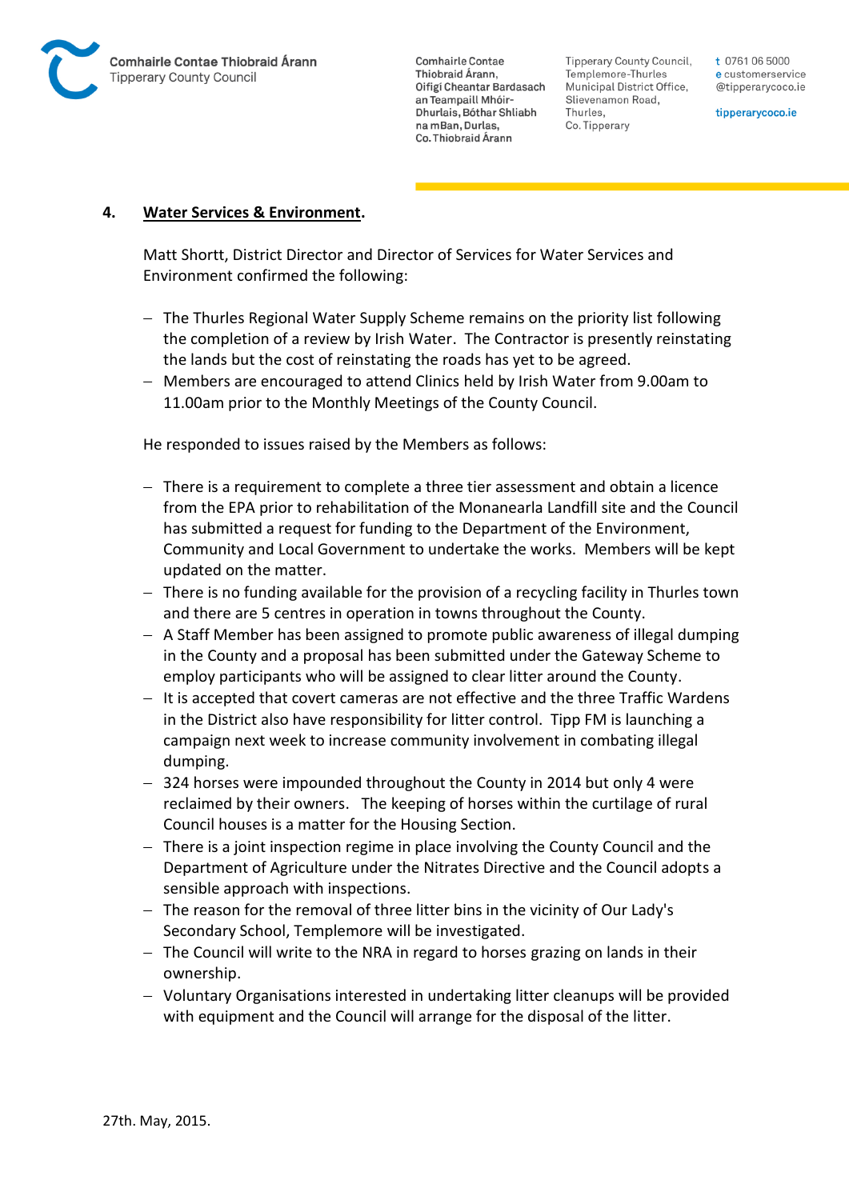## 4. Water Services & Environment.

Matt Shortt, District Director and Director of Services for Water Services and Environment confirmed the following:

- The Thurles Regional Water Supply Scheme remains on the priority list following the completion of a review by Irish Water. The Contractor is presently reinstating the lands but the cost of reinstating the roads has yet to be agreed.
- Members are encouraged to attend Clinics held by Irish Water from 9.00am to 11.00am prior to the Monthly Meetings of the County Council.

He responded to issues raised by the Members as follows:

- There is a requirement to complete a three tier assessment and obtain a licence from the EPA prior to rehabilitation of the Monanearla Landfill site and the Council has submitted a request for funding to the Department of the Environment, Community and Local Government to undertake the works. Members will be kept updated on the matter.
- There is no funding available for the provision of a recycling facility in Thurles town and there are 5 centres in operation in towns throughout the County.
- A Staff Member has been assigned to promote public awareness of illegal dumping in the County and a proposal has been submitted under the Gateway Scheme to employ participants who will be assigned to clear litter around the County.
- It is accepted that covert cameras are not effective and the three Traffic Wardens in the District also have responsibility for litter control. Tipp FM is launching a campaign next week to increase community involvement in combating illegal dumping.
- 324 horses were impounded throughout the County in 2014 but only 4 were reclaimed by their owners. The keeping of horses within the curtilage of rural Council houses is a matter for the Housing Section.
- There is a joint inspection regime in place involving the County Council and the Department of Agriculture under the Nitrates Directive and the Council adopts a sensible approach with inspections.
- The reason for the removal of three litter bins in the vicinity of Our Lady's Secondary School, Templemore will be investigated.
- The Council will write to the NRA in regard to horses grazing on lands in their ownership.
- Voluntary Organisations interested in undertaking litter cleanups will be provided with equipment and the Council will arrange for the disposal of the litter.

27th. May, 2015.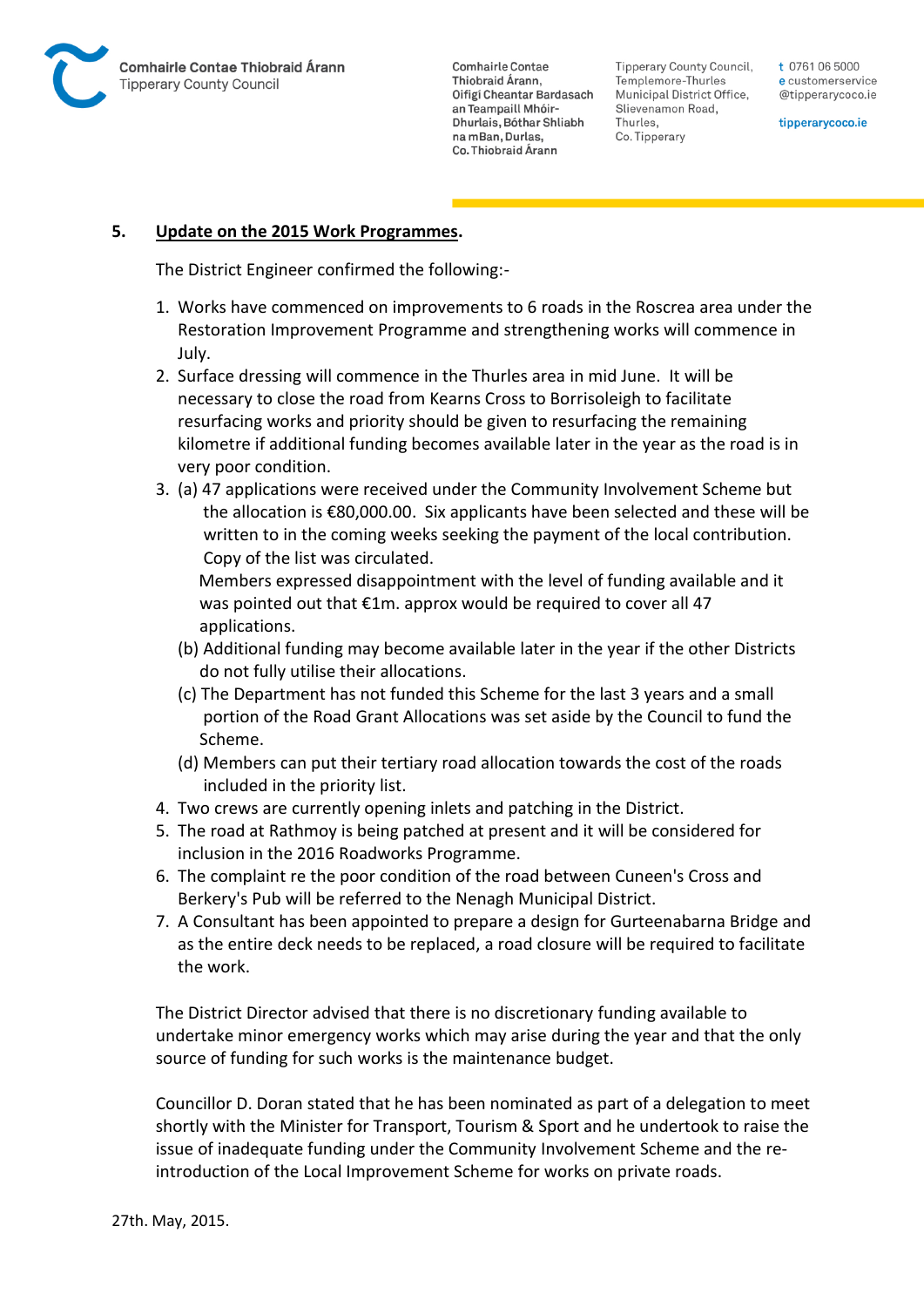## 5. Update on the 2015 Work Programmes.

The District Engineer confirmed the following:-

1. Works have commenced on improvements to 6 roads in the Roscrea area under the Restoration Improvement Programme and strengthening works will commence in July.
2. Surface dressing will commence in the Thurles area in mid June. It will be necessary to close the road from Kearns Cross to Borrisoleigh to facilitate resurfacing works and priority should be given to resurfacing the remaining kilometre if additional funding becomes available later in the year as the road is in very poor condition.
3. (a) 47 applications were received under the Community Involvement Scheme but the allocation is €80,000.00. Six applicants have been selected and these will be written to in the coming weeks seeking the payment of the local contribution. Copy of the list was circulated.
   Members expressed disappointment with the level of funding available and it was pointed out that €1m. approx would be required to cover all 47 applications.
   (b) Additional funding may become available later in the year if the other Districts do not fully utilise their allocations.
   (c) The Department has not funded this Scheme for the last 3 years and a small portion of the Road Grant Allocations was set aside by the Council to fund the Scheme.
   (d) Members can put their tertiary road allocation towards the cost of the roads included in the priority list.
4. Two crews are currently opening inlets and patching in the District.
5. The road at Rathmoy is being patched at present and it will be considered for inclusion in the 2016 Roadworks Programme.
6. The complaint re the poor condition of the road between Cuneen's Cross and Berkery's Pub will be referred to the Nenagh Municipal District.
7. A Consultant has been appointed to prepare a design for Gurteenabarna Bridge and as the entire deck needs to be replaced, a road closure will be required to facilitate the work.

The District Director advised that there is no discretionary funding available to undertake minor emergency works which may arise during the year and that the only source of funding for such works is the maintenance budget.

Councillor D. Doran stated that he has been nominated as part of a delegation to meet shortly with the Minister for Transport, Tourism & Sport and he undertook to raise the issue of inadequate funding under the Community Involvement Scheme and the re-introduction of the Local Improvement Scheme for works on private roads.

27th. May, 2015.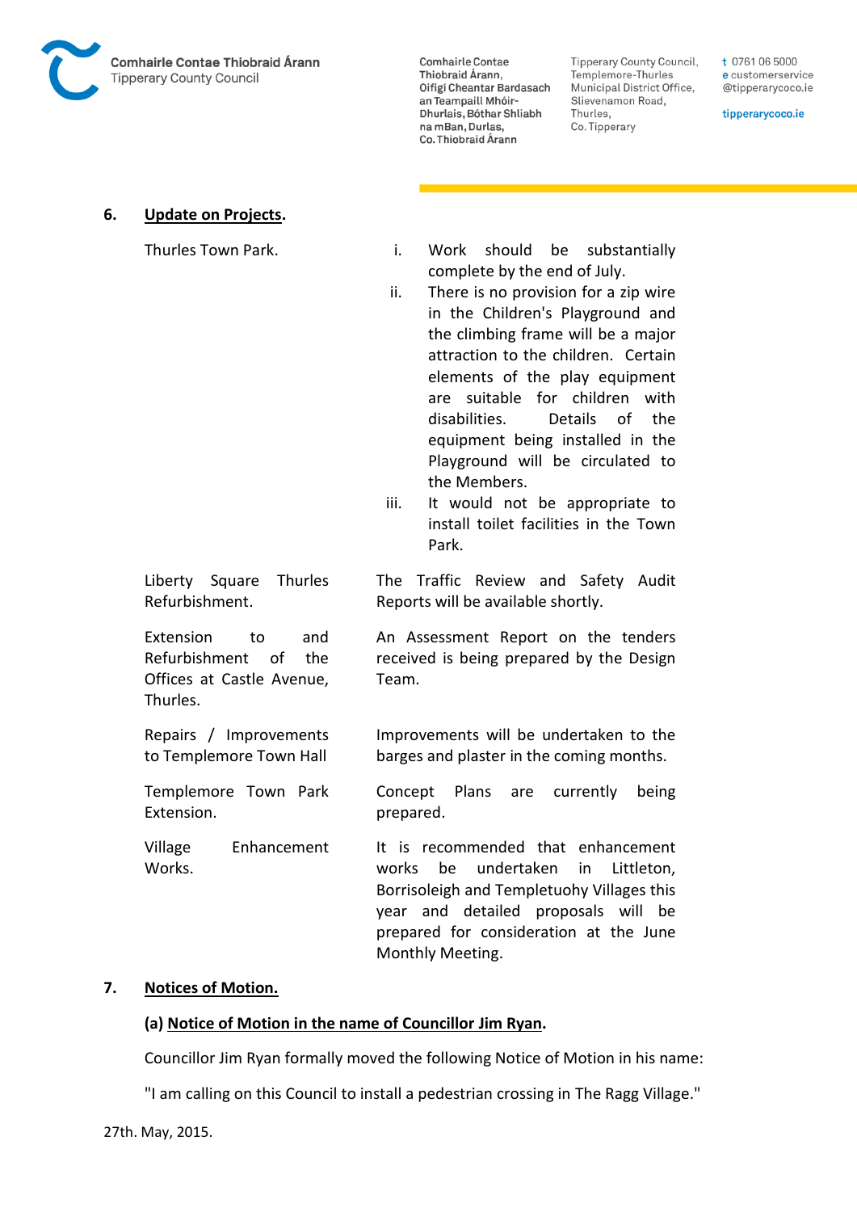## 6. Update on Projects.

| | |
|---|---|
| Thurles Town Park. | i. Work should be substantially complete by the end of July.<br>ii. There is no provision for a zip wire in the Children's Playground and the climbing frame will be a major attraction to the children. Certain elements of the play equipment are suitable for children with disabilities. Details of the equipment being installed in the Playground will be circulated to the Members.<br>iii. It would not be appropriate to install toilet facilities in the Town Park. |
| Liberty Square Thurles Refurbishment. | The Traffic Review and Safety Audit Reports will be available shortly. |
| Extension to and Refurbishment of the Offices at Castle Avenue, Thurles. | An Assessment Report on the tenders received is being prepared by the Design Team. |
| Repairs / Improvements to Templemore Town Hall | Improvements will be undertaken to the barges and plaster in the coming months. |
| Templemore Town Park Extension. | Concept Plans are currently being prepared. |
| Village Enhancement Works. | It is recommended that enhancement works be undertaken in Littleton, Borrisoleigh and Templetuohy Villages this year and detailed proposals will be prepared for consideration at the June Monthly Meeting. |

## 7. Notices of Motion.

### (a) Notice of Motion in the name of Councillor Jim Ryan.

Councillor Jim Ryan formally moved the following Notice of Motion in his name:

"I am calling on this Council to install a pedestrian crossing in The Ragg Village."

27th. May, 2015.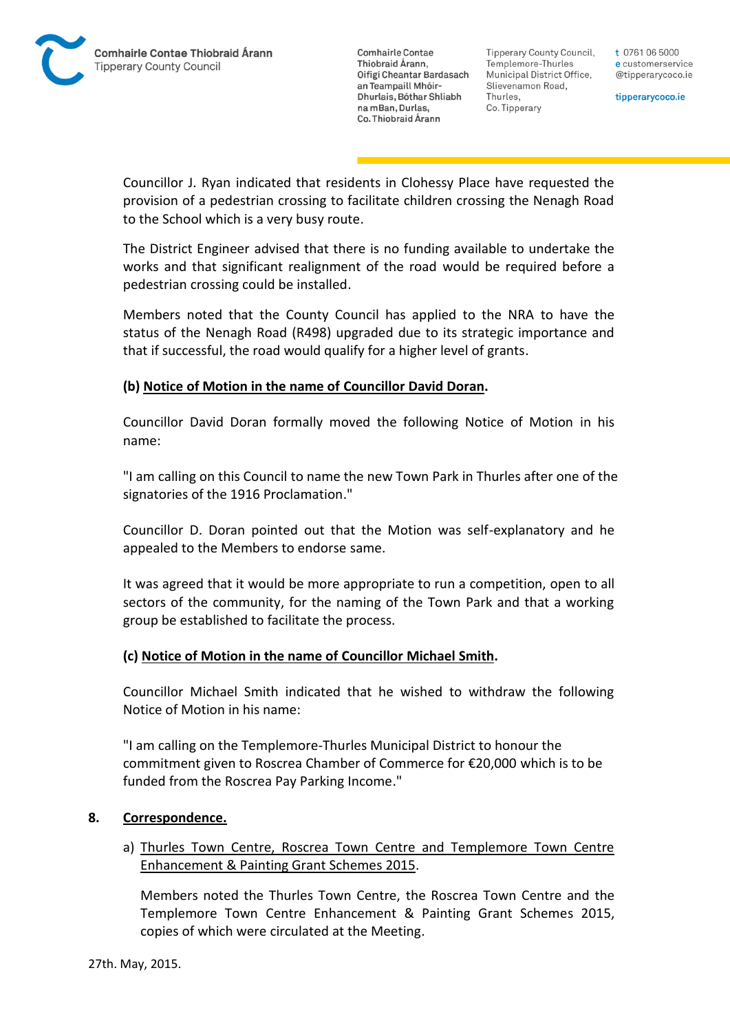Councillor J. Ryan indicated that residents in Clohessy Place have requested the provision of a pedestrian crossing to facilitate children crossing the Nenagh Road to the School which is a very busy route.

The District Engineer advised that there is no funding available to undertake the works and that significant realignment of the road would be required before a pedestrian crossing could be installed.

Members noted that the County Council has applied to the NRA to have the status of the Nenagh Road (R498) upgraded due to its strategic importance and that if successful, the road would qualify for a higher level of grants.

**(b) <u>Notice of Motion in the name of Councillor David Doran</u>.**

Councillor David Doran formally moved the following Notice of Motion in his name:

"I am calling on this Council to name the new Town Park in Thurles after one of the signatories of the 1916 Proclamation."

Councillor D. Doran pointed out that the Motion was self-explanatory and he appealed to the Members to endorse same.

It was agreed that it would be more appropriate to run a competition, open to all sectors of the community, for the naming of the Town Park and that a working group be established to facilitate the process.

**(c) <u>Notice of Motion in the name of Councillor Michael Smith</u>.**

Councillor Michael Smith indicated that he wished to withdraw the following Notice of Motion in his name:

"I am calling on the Templemore-Thurles Municipal District to honour the commitment given to Roscrea Chamber of Commerce for €20,000 which is to be funded from the Roscrea Pay Parking Income."

**8. <u>Correspondence.</u>**

a) <u>Thurles Town Centre, Roscrea Town Centre and Templemore Town Centre Enhancement & Painting Grant Schemes 2015</u>.

Members noted the Thurles Town Centre, the Roscrea Town Centre and the Templemore Town Centre Enhancement & Painting Grant Schemes 2015, copies of which were circulated at the Meeting.

27th. May, 2015.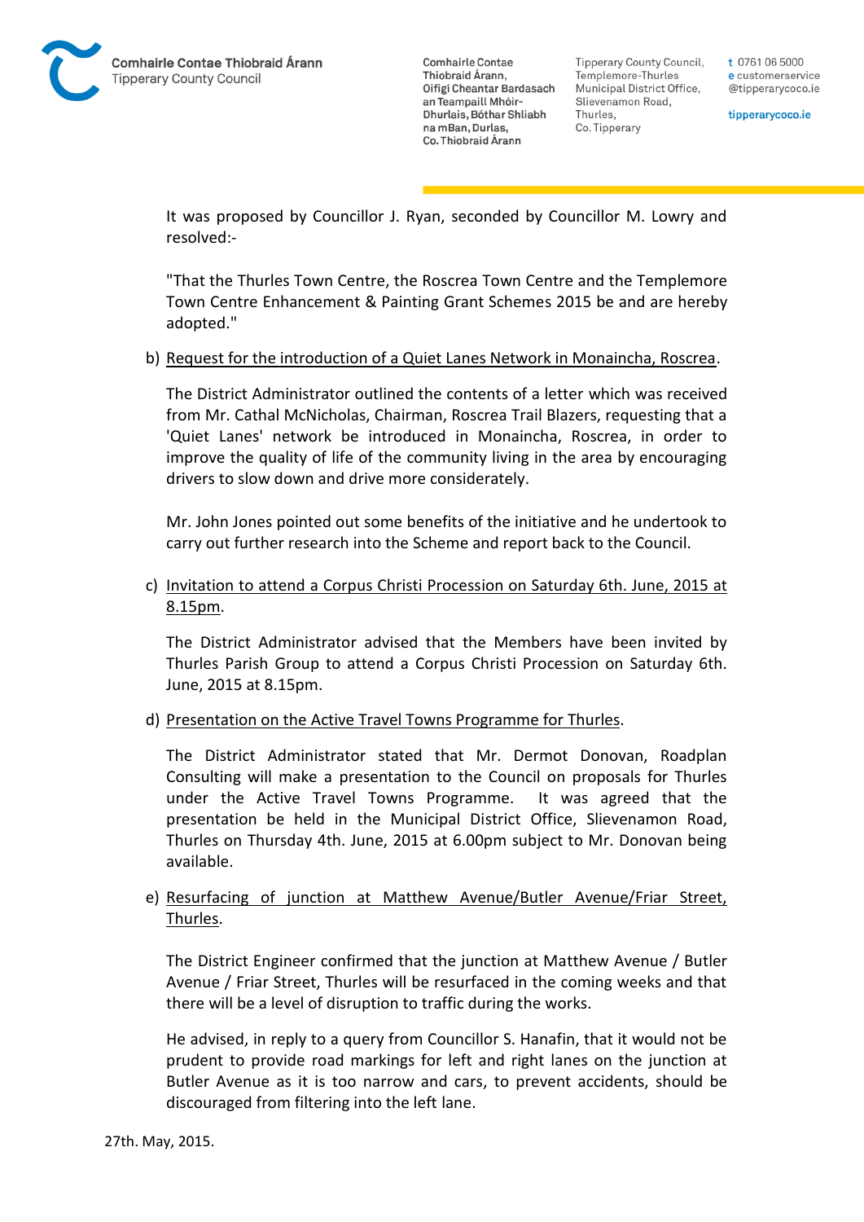It was proposed by Councillor J. Ryan, seconded by Councillor M. Lowry and resolved:-

"That the Thurles Town Centre, the Roscrea Town Centre and the Templemore Town Centre Enhancement & Painting Grant Schemes 2015 be and are hereby adopted."

b) Request for the introduction of a Quiet Lanes Network in Monaincha, Roscrea.

The District Administrator outlined the contents of a letter which was received from Mr. Cathal McNicholas, Chairman, Roscrea Trail Blazers, requesting that a 'Quiet Lanes' network be introduced in Monaincha, Roscrea, in order to improve the quality of life of the community living in the area by encouraging drivers to slow down and drive more considerately.

Mr. John Jones pointed out some benefits of the initiative and he undertook to carry out further research into the Scheme and report back to the Council.

c) Invitation to attend a Corpus Christi Procession on Saturday 6th. June, 2015 at 8.15pm.

The District Administrator advised that the Members have been invited by Thurles Parish Group to attend a Corpus Christi Procession on Saturday 6th. June, 2015 at 8.15pm.

d) Presentation on the Active Travel Towns Programme for Thurles.

The District Administrator stated that Mr. Dermot Donovan, Roadplan Consulting will make a presentation to the Council on proposals for Thurles under the Active Travel Towns Programme. It was agreed that the presentation be held in the Municipal District Office, Slievenamon Road, Thurles on Thursday 4th. June, 2015 at 6.00pm subject to Mr. Donovan being available.

e) Resurfacing of junction at Matthew Avenue/Butler Avenue/Friar Street, Thurles.

The District Engineer confirmed that the junction at Matthew Avenue / Butler Avenue / Friar Street, Thurles will be resurfaced in the coming weeks and that there will be a level of disruption to traffic during the works.

He advised, in reply to a query from Councillor S. Hanafin, that it would not be prudent to provide road markings for left and right lanes on the junction at Butler Avenue as it is too narrow and cars, to prevent accidents, should be discouraged from filtering into the left lane.

27th. May, 2015.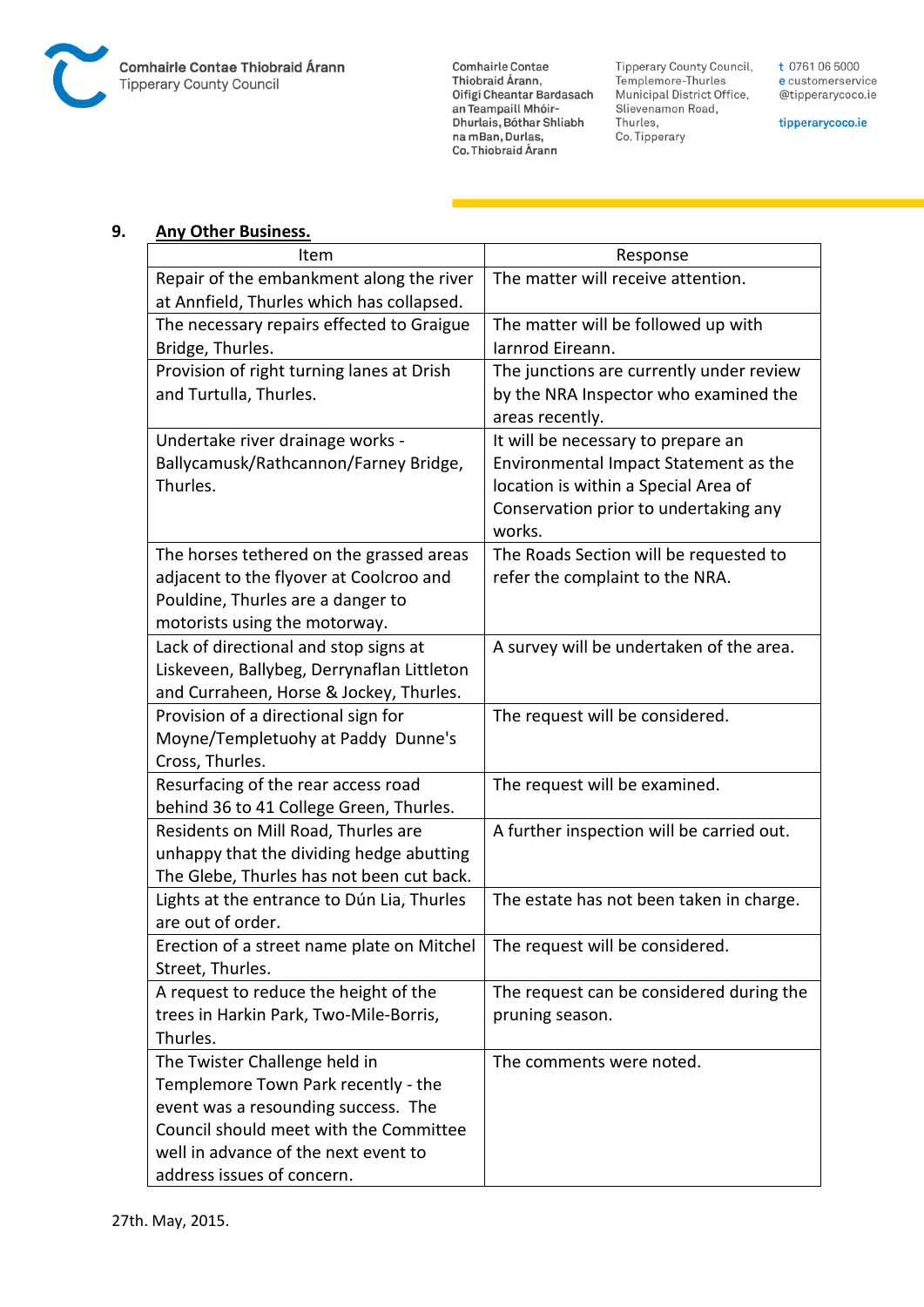## 9. Any Other Business.

| Item | Response |
|---|---|
| Repair of the embankment along the river at Annfield, Thurles which has collapsed. | The matter will receive attention. |
| The necessary repairs effected to Graigue Bridge, Thurles. | The matter will be followed up with Iarnrod Eireann. |
| Provision of right turning lanes at Drish and Turtulla, Thurles. | The junctions are currently under review by the NRA Inspector who examined the areas recently. |
| Undertake river drainage works - Ballycamusk/Rathcannon/Farney Bridge, Thurles. | It will be necessary to prepare an Environmental Impact Statement as the location is within a Special Area of Conservation prior to undertaking any works. |
| The horses tethered on the grassed areas adjacent to the flyover at Coolcroo and Pouldine, Thurles are a danger to motorists using the motorway. | The Roads Section will be requested to refer the complaint to the NRA. |
| Lack of directional and stop signs at Liskeveen, Ballybeg, Derrynaflan Littleton and Curraheen, Horse & Jockey, Thurles. | A survey will be undertaken of the area. |
| Provision of a directional sign for Moyne/Templetuohy at Paddy Dunne's Cross, Thurles. | The request will be considered. |
| Resurfacing of the rear access road behind 36 to 41 College Green, Thurles. | The request will be examined. |
| Residents on Mill Road, Thurles are unhappy that the dividing hedge abutting The Glebe, Thurles has not been cut back. | A further inspection will be carried out. |
| Lights at the entrance to Dún Lia, Thurles are out of order. | The estate has not been taken in charge. |
| Erection of a street name plate on Mitchel Street, Thurles. | The request will be considered. |
| A request to reduce the height of the trees in Harkin Park, Two-Mile-Borris, Thurles. | The request can be considered during the pruning season. |
| The Twister Challenge held in Templemore Town Park recently - the event was a resounding success. The Council should meet with the Committee well in advance of the next event to address issues of concern. | The comments were noted. |

27th. May, 2015.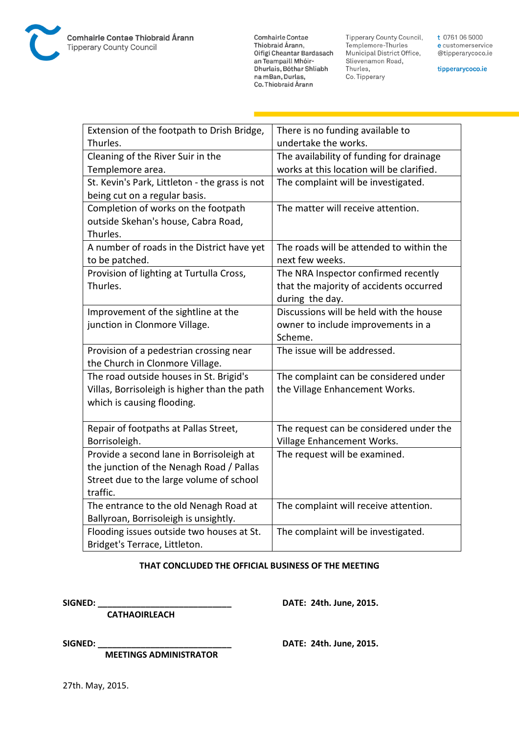| | |
|---|---|
| Extension of the footpath to Drish Bridge, Thurles. | There is no funding available to undertake the works. |
| Cleaning of the River Suir in the Templemore area. | The availability of funding for drainage works at this location will be clarified. |
| St. Kevin's Park, Littleton - the grass is not being cut on a regular basis. | The complaint will be investigated. |
| Completion of works on the footpath outside Skehan's house, Cabra Road, Thurles. | The matter will receive attention. |
| A number of roads in the District have yet to be patched. | The roads will be attended to within the next few weeks. |
| Provision of lighting at Turtulla Cross, Thurles. | The NRA Inspector confirmed recently that the majority of accidents occurred during the day. |
| Improvement of the sightline at the junction in Clonmore Village. | Discussions will be held with the house owner to include improvements in a Scheme. |
| Provision of a pedestrian crossing near the Church in Clonmore Village. | The issue will be addressed. |
| The road outside houses in St. Brigid's Villas, Borrisoleigh is higher than the path which is causing flooding. | The complaint can be considered under the Village Enhancement Works. |
| Repair of footpaths at Pallas Street, Borrisoleigh. | The request can be considered under the Village Enhancement Works. |
| Provide a second lane in Borrisoleigh at the junction of the Nenagh Road / Pallas Street due to the large volume of school traffic. | The request will be examined. |
| The entrance to the old Nenagh Road at Ballyroan, Borrisoleigh is unsightly. | The complaint will receive attention. |
| Flooding issues outside two houses at St. Bridget's Terrace, Littleton. | The complaint will be investigated. |

**THAT CONCLUDED THE OFFICIAL BUSINESS OF THE MEETING**

**SIGNED: ____________________________** **DATE: 24th. June, 2015.**
**CATHAOIRLEACH**

**SIGNED: ____________________________** **DATE: 24th. June, 2015.**
**MEETINGS ADMINISTRATOR**

27th. May, 2015.